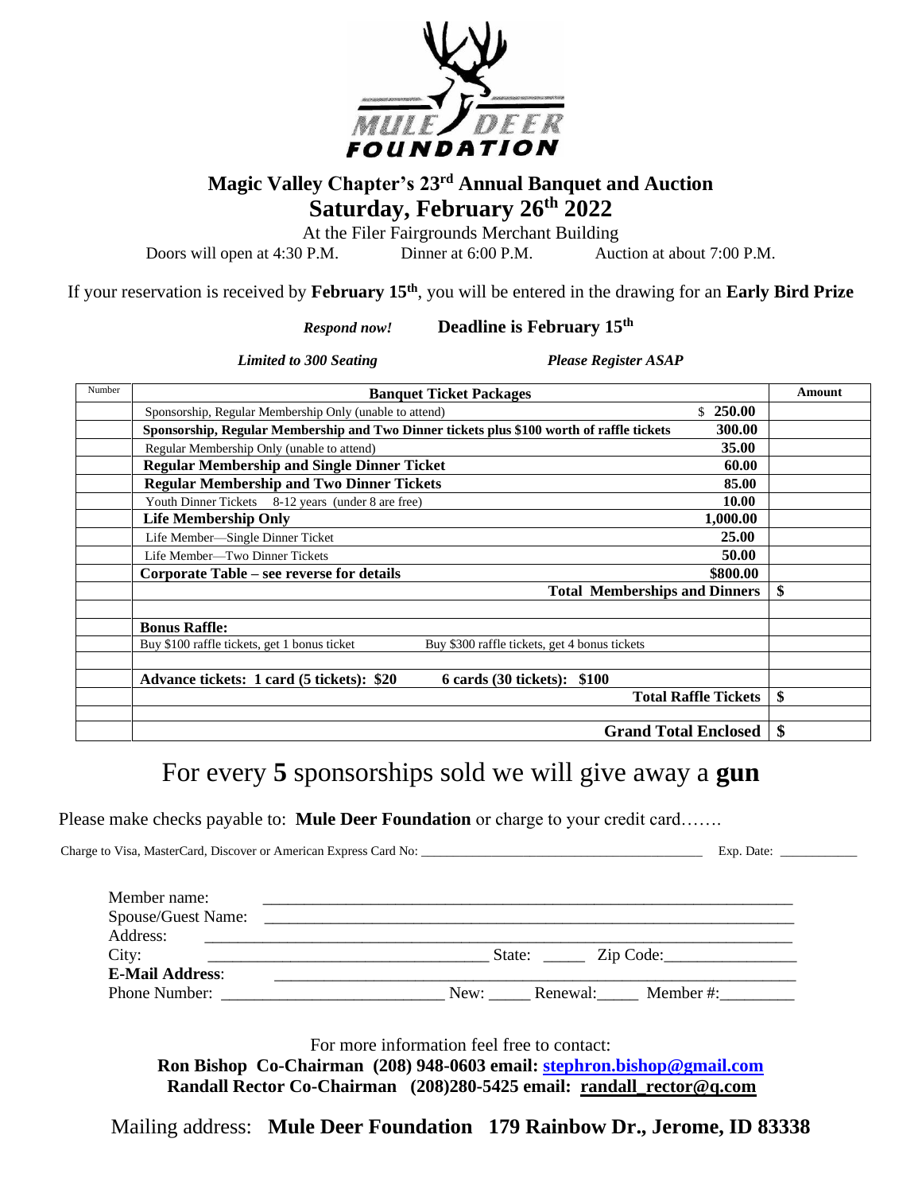MULE DEER FOUNDATION

## Magic Valley Chapter's 23rd Annual Banquet and Auction
## Saturday, February 26th 2022

At the Filer Fairgrounds Merchant Building

Doors will open at 4:30 P.M. Dinner at 6:00 P.M. Auction at about 7:00 P.M.

If your reservation is received by **February 15th**, you will be entered in the drawing for an **Early Bird Prize**

*Respond now!* **Deadline is February 15th**

*Limited to 300 Seating* *Please Register ASAP*

| Number | Banquet Ticket Packages | | Amount |
|---|---|---|---|
| | Sponsorship, Regular Membership Only (unable to attend) | $ **250.00** | |
| | **Sponsorship, Regular Membership and Two Dinner tickets plus $100 worth of raffle tickets** | **300.00** | |
| | Regular Membership Only (unable to attend) | **35.00** | |
| | **Regular Membership and Single Dinner Ticket** | **60.00** | |
| | **Regular Membership and Two Dinner Tickets** | **85.00** | |
| | Youth Dinner Tickets 8-12 years (under 8 are free) | **10.00** | |
| | **Life Membership Only** | **1,000.00** | |
| | Life Member—Single Dinner Ticket | **25.00** | |
| | Life Member—Two Dinner Tickets | **50.00** | |
| | **Corporate Table – see reverse for details** | **$800.00** | |
| | | **Total Memberships and Dinners** | **$** |
| | | | |
| | **Bonus Raffle:** | | |
| | Buy $100 raffle tickets, get 1 bonus ticket | Buy $300 raffle tickets, get 4 bonus tickets | |
| | | | |
| | **Advance tickets: 1 card (5 tickets): $20** | **6 cards (30 tickets): $100** | |
| | | **Total Raffle Tickets** | **$** |
| | | | |
| | | **Grand Total Enclosed** | **$** |

## For every **5** sponsorships sold we will give away a **gun**

Please make checks payable to: **Mule Deer Foundation** or charge to your credit card…….

Charge to Visa, MasterCard, Discover or American Express Card No: ________________________________________ Exp. Date: ___________

Member name: ________________________________________________________________

Spouse/Guest Name: ________________________________________________________________

Address: ________________________________________________________________

City: ________________________________ State: _____ Zip Code:________________

**E-Mail Address**: ________________________________________________________________

Phone Number: __________________________ New: _____ Renewal:_____ Member #:_________

For more information feel free to contact:

**Ron Bishop Co-Chairman (208) 948-0603 email: stephron.bishop@gmail.com**

**Randall Rector Co-Chairman (208)280-5425 email: randall_rector@q.com**

Mailing address: **Mule Deer Foundation 179 Rainbow Dr., Jerome, ID 83338**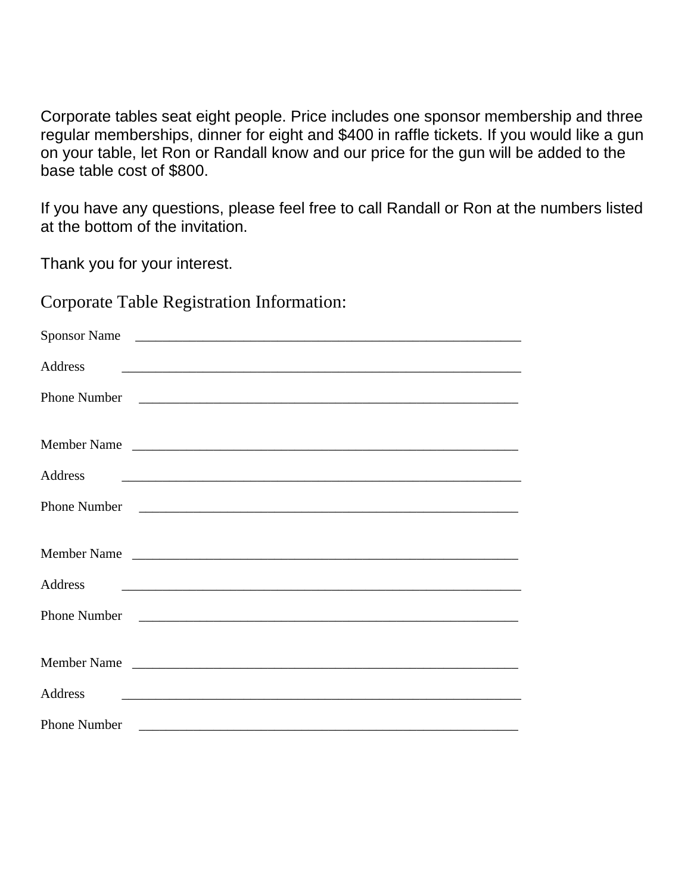Corporate tables seat eight people. Price includes one sponsor membership and three regular memberships, dinner for eight and $400 in raffle tickets. If you would like a gun on your table, let Ron or Randall know and our price for the gun will be added to the base table cost of $800.

If you have any questions, please feel free to call Randall or Ron at the numbers listed at the bottom of the invitation.

Thank you for your interest.

## Corporate Table Registration Information:

Sponsor Name ____________________________________________________________

Address ________________________________________________________________

Phone Number ___________________________________________________________

Member Name ____________________________________________________________

Address ________________________________________________________________

Phone Number ___________________________________________________________

Member Name ____________________________________________________________

Address ________________________________________________________________

Phone Number ___________________________________________________________

Member Name ____________________________________________________________

Address ________________________________________________________________

Phone Number ___________________________________________________________